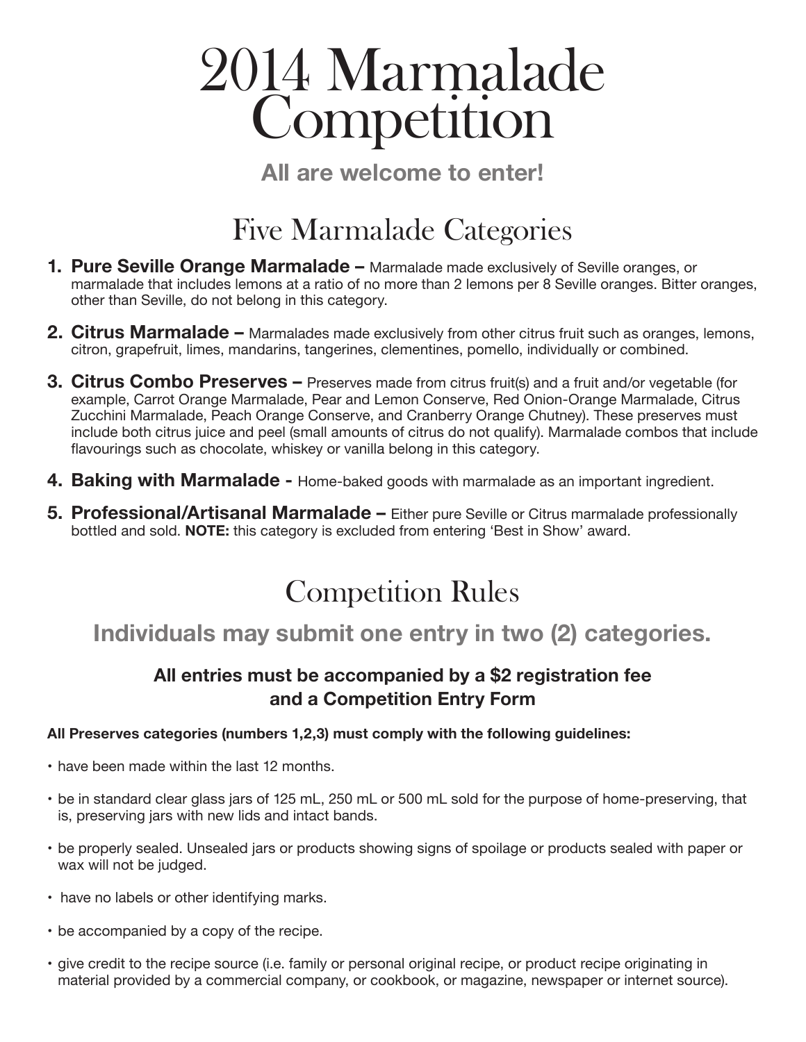# 2014 Marmalade Competition

**All are welcome to enter!**

## Five Marmalade Categories

1. **Pure Seville Orange Marmalade –** Marmalade made exclusively of Seville oranges, or marmalade that includes lemons at a ratio of no more than 2 lemons per 8 Seville oranges. Bitter oranges, other than Seville, do not belong in this category.
2. **Citrus Marmalade –** Marmalades made exclusively from other citrus fruit such as oranges, lemons, citron, grapefruit, limes, mandarins, tangerines, clementines, pomello, individually or combined.
3. **Citrus Combo Preserves –** Preserves made from citrus fruit(s) and a fruit and/or vegetable (for example, Carrot Orange Marmalade, Pear and Lemon Conserve, Red Onion-Orange Marmalade, Citrus Zucchini Marmalade, Peach Orange Conserve, and Cranberry Orange Chutney). These preserves must include both citrus juice and peel (small amounts of citrus do not qualify). Marmalade combos that include flavourings such as chocolate, whiskey or vanilla belong in this category.
4. **Baking with Marmalade -** Home-baked goods with marmalade as an important ingredient.
5. **Professional/Artisanal Marmalade –** Either pure Seville or Citrus marmalade professionally bottled and sold. **NOTE:** this category is excluded from entering 'Best in Show' award.

## Competition Rules

### Individuals may submit one entry in two (2) categories.

**All entries must be accompanied by a $2 registration fee and a Competition Entry Form**

**All Preserves categories (numbers 1,2,3) must comply with the following guidelines:**

- have been made within the last 12 months.
- be in standard clear glass jars of 125 mL, 250 mL or 500 mL sold for the purpose of home-preserving, that is, preserving jars with new lids and intact bands.
- be properly sealed. Unsealed jars or products showing signs of spoilage or products sealed with paper or wax will not be judged.
- have no labels or other identifying marks.
- be accompanied by a copy of the recipe.
- give credit to the recipe source (i.e. family or personal original recipe, or product recipe originating in material provided by a commercial company, or cookbook, or magazine, newspaper or internet source).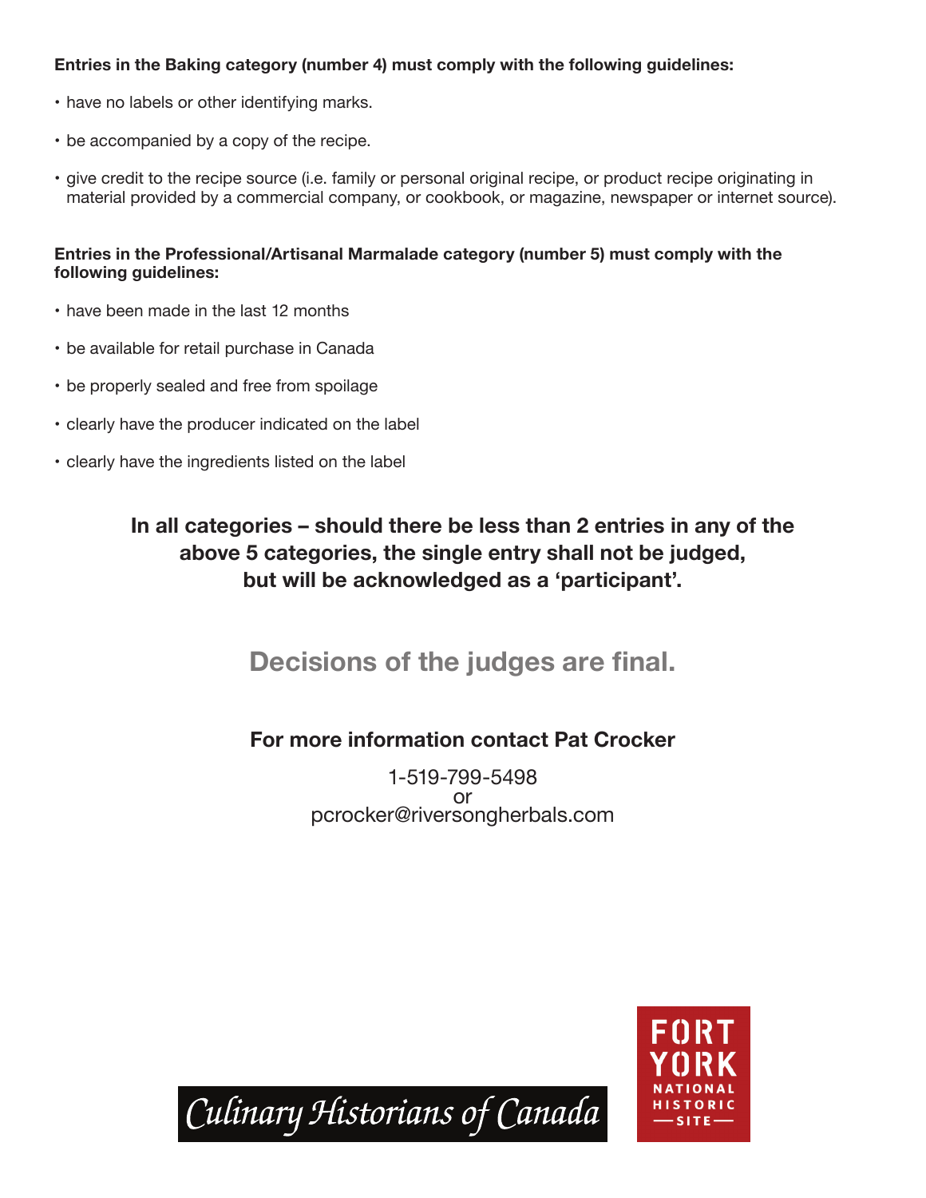**Entries in the Baking category (number 4) must comply with the following guidelines:**

- have no labels or other identifying marks.
- be accompanied by a copy of the recipe.
- give credit to the recipe source (i.e. family or personal original recipe, or product recipe originating in material provided by a commercial company, or cookbook, or magazine, newspaper or internet source).

**Entries in the Professional/Artisanal Marmalade category (number 5) must comply with the following guidelines:**

- have been made in the last 12 months
- be available for retail purchase in Canada
- be properly sealed and free from spoilage
- clearly have the producer indicated on the label
- clearly have the ingredients listed on the label

**In all categories – should there be less than 2 entries in any of the above 5 categories, the single entry shall not be judged, but will be acknowledged as a 'participant'.**

**Decisions of the judges are final.**

**For more information contact Pat Crocker**

1-519-799-5498
or
pcrocker@riversongherbals.com

Culinary Historians of Canada

FORT YORK NATIONAL HISTORIC SITE